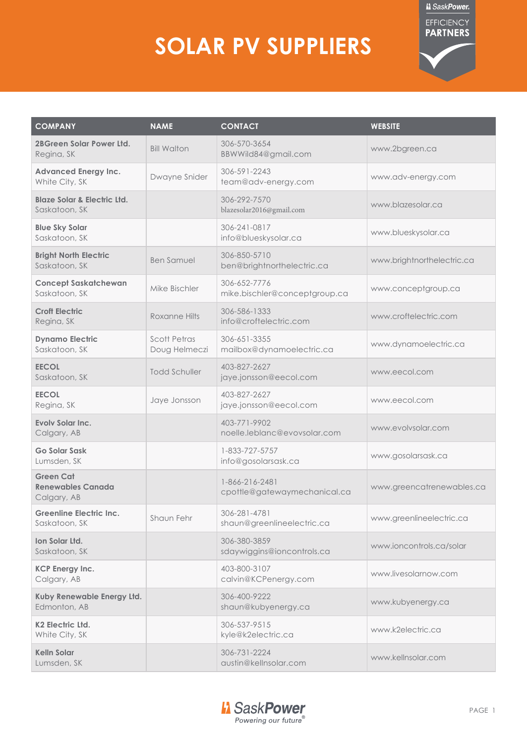# SOLAR PV SUPPLIERS

| COMPANY | NAME | CONTACT | WEBSITE |
|---|---|---|---|
| **2BGreen Solar Power Ltd.** Regina, SK | Bill Walton | 306-570-3654 BBWWild84@gmail.com | www.2bgreen.ca |
| **Advanced Energy Inc.** White City, SK | Dwayne Snider | 306-591-2243 team@adv-energy.com | www.adv-energy.com |
| **Blaze Solar & Electric Ltd.** Saskatoon, SK | | 306-292-7570 blazesolar2016@gmail.com | www.blazesolar.ca |
| **Blue Sky Solar** Saskatoon, SK | | 306-241-0817 info@blueskysolar.ca | www.blueskysolar.ca |
| **Bright North Electric** Saskatoon, SK | Ben Samuel | 306-850-5710 ben@brightnorthelectric.ca | www.brightnorthelectric.ca |
| **Concept Saskatchewan** Saskatoon, SK | Mike Bischler | 306-652-7776 mike.bischler@conceptgroup.ca | www.conceptgroup.ca |
| **Croft Electric** Regina, SK | Roxanne Hilts | 306-586-1333 info@croftelectric.com | www.croftelectric.com |
| **Dynamo Electric** Saskatoon, SK | Scott Petras Doug Helmeczi | 306-651-3355 mailbox@dynamoelectric.ca | www.dynamoelectric.ca |
| **EECOL** Saskatoon, SK | Todd Schuller | 403-827-2627 jaye.jonsson@eecol.com | www.eecol.com |
| **EECOL** Regina, SK | Jaye Jonsson | 403-827-2627 jaye.jonsson@eecol.com | www.eecol.com |
| **Evolv Solar Inc.** Calgary, AB | | 403-771-9902 noelle.leblanc@evovsolar.com | www.evolvsolar.com |
| **Go Solar Sask** Lumsden, SK | | 1-833-727-5757 info@gosolarsask.ca | www.gosolarsask.ca |
| **Green Cat Renewables Canada** Calgary, AB | | 1-866-216-2481 cpottle@gatewaymechanical.ca | www.greencatrenewables.ca |
| **Greenline Electric Inc.** Saskatoon, SK | Shaun Fehr | 306-281-4781 shaun@greenlineelectric.ca | www.greenlineelectric.ca |
| **Ion Solar Ltd.** Saskatoon, SK | | 306-380-3859 sdaywiggins@ioncontrols.ca | www.ioncontrols.ca/solar |
| **KCP Energy Inc.** Calgary, AB | | 403-800-3107 calvin@KCPenergy.com | www.livesolarnow.com |
| **Kuby Renewable Energy Ltd.** Edmonton, AB | | 306-400-9222 shaun@kubyenergy.ca | www.kubyenergy.ca |
| **K2 Electric Ltd.** White City, SK | | 306-537-9515 kyle@k2electric.ca | www.k2electric.ca |
| **Kelln Solar** Lumsden, SK | | 306-731-2224 austin@kellnsolar.com | www.kellnsolar.com |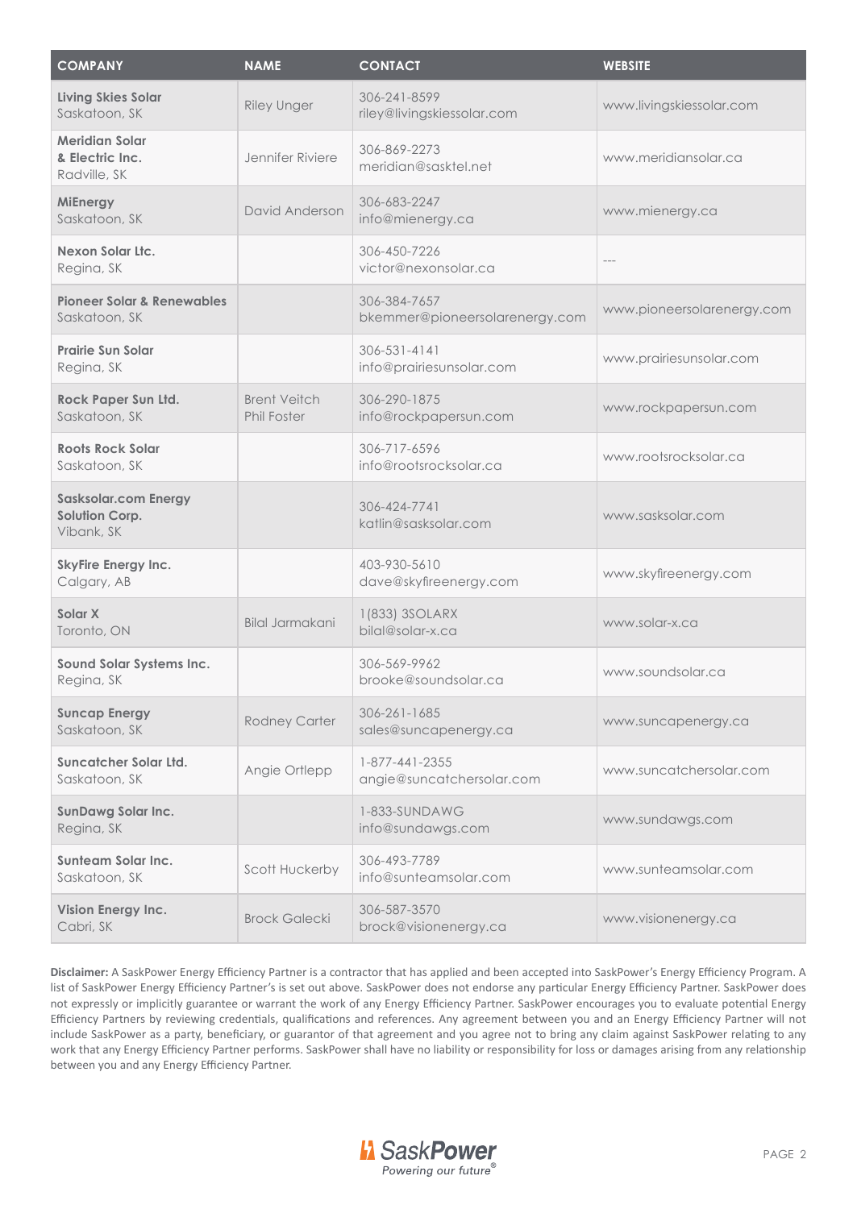| COMPANY | NAME | CONTACT | WEBSITE |
|---|---|---|---|
| **Living Skies Solar** Saskatoon, SK | Riley Unger | 306-241-8599 riley@livingskiessolar.com | www.livingskiessolar.com |
| **Meridian Solar & Electric Inc.** Radville, SK | Jennifer Riviere | 306-869-2273 meridian@sasktel.net | www.meridiansolar.ca |
| **MiEnergy** Saskatoon, SK | David Anderson | 306-683-2247 info@mienergy.ca | www.mienergy.ca |
| **Nexon Solar Ltc.** Regina, SK | | 306-450-7226 victor@nexonsolar.ca | --- |
| **Pioneer Solar & Renewables** Saskatoon, SK | | 306-384-7657 bkemmer@pioneersolarenergy.com | www.pioneersolarenergy.com |
| **Prairie Sun Solar** Regina, SK | | 306-531-4141 info@prairiesunsolar.com | www.prairiesunsolar.com |
| **Rock Paper Sun Ltd.** Saskatoon, SK | Brent Veitch Phil Foster | 306-290-1875 info@rockpapersun.com | www.rockpapersun.com |
| **Roots Rock Solar** Saskatoon, SK | | 306-717-6596 info@rootsrocksolar.ca | www.rootsrocksolar.ca |
| **Sasksolar.com Energy Solution Corp.** Vibank, SK | | 306-424-7741 katlin@sasksolar.com | www.sasksolar.com |
| **SkyFire Energy Inc.** Calgary, AB | | 403-930-5610 dave@skyfireenergy.com | www.skyfireenergy.com |
| **Solar X** Toronto, ON | Bilal Jarmakani | 1(833) 3SOLARX bilal@solar-x.ca | www.solar-x.ca |
| **Sound Solar Systems Inc.** Regina, SK | | 306-569-9962 brooke@soundsolar.ca | www.soundsolar.ca |
| **Suncap Energy** Saskatoon, SK | Rodney Carter | 306-261-1685 sales@suncapenergy.ca | www.suncapenergy.ca |
| **Suncatcher Solar Ltd.** Saskatoon, SK | Angie Ortlepp | 1-877-441-2355 angie@suncatchersolar.com | www.suncatchersolar.com |
| **SunDawg Solar Inc.** Regina, SK | | 1-833-SUNDAWG info@sundawgs.com | www.sundawgs.com |
| **Sunteam Solar Inc.** Saskatoon, SK | Scott Huckerby | 306-493-7789 info@sunteamsolar.com | www.sunteamsolar.com |
| **Vision Energy Inc.** Cabri, SK | Brock Galecki | 306-587-3570 brock@visionenergy.ca | www.visionenergy.ca |

**Disclaimer:** A SaskPower Energy Efficiency Partner is a contractor that has applied and been accepted into SaskPower's Energy Efficiency Program. A list of SaskPower Energy Efficiency Partner's is set out above. SaskPower does not endorse any particular Energy Efficiency Partner. SaskPower does not expressly or implicitly guarantee or warrant the work of any Energy Efficiency Partner. SaskPower encourages you to evaluate potential Energy Efficiency Partners by reviewing credentials, qualifications and references. Any agreement between you and an Energy Efficiency Partner will not include SaskPower as a party, beneficiary, or guarantor of that agreement and you agree not to bring any claim against SaskPower relating to any work that any Energy Efficiency Partner performs. SaskPower shall have no liability or responsibility for loss or damages arising from any relationship between you and any Energy Efficiency Partner.

SaskPower
*Powering our future®*